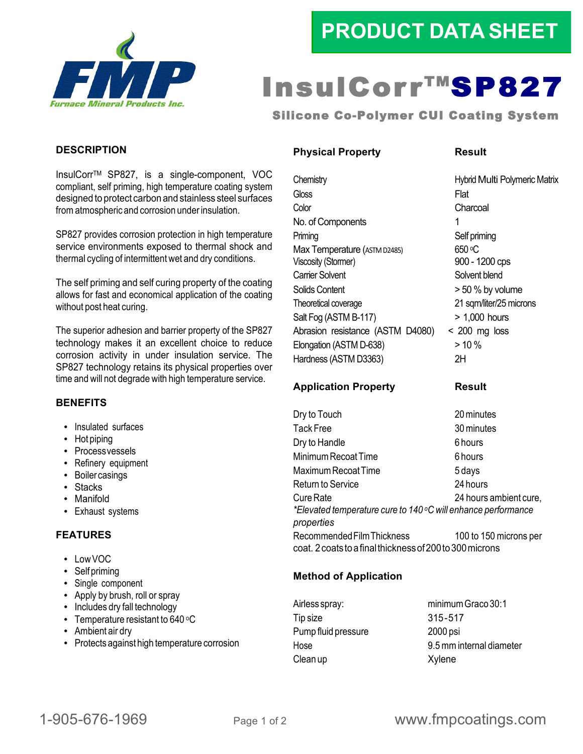# PRODUCT DATA SHEET

# InsulCorr™ SP827

## Silicone Co-Polymer CUI Coating System

## DESCRIPTION

InsulCorr™ SP827, is a single-component, VOC compliant, self priming, high temperature coating system designed to protect carbon and stainless steel surfaces from atmospheric and corrosion under insulation.

SP827 provides corrosion protection in high temperature service environments exposed to thermal shock and thermal cycling of intermittent wet and dry conditions.

The self priming and self curing property of the coating allows for fast and economical application of the coating without post heat curing.

The superior adhesion and barrier property of the SP827 technology makes it an excellent choice to reduce corrosion activity in under insulation service. The SP827 technology retains its physical properties over time and will not degrade with high temperature service.

## BENEFITS

- Insulated surfaces
- Hot piping
- Process vessels
- Refinery equipment
- Boiler casings
- Stacks
- Manifold
- Exhaust systems

## FEATURES

- Low VOC
- Self priming
- Single component
- Apply by brush, roll or spray
- Includes dry fall technology
- Temperature resistant to 640 °C
- Ambient air dry
- Protects against high temperature corrosion

| Physical Property | Result |
|---|---|
| Chemistry | Hybrid Multi Polymeric Matrix |
| Gloss | Flat |
| Color | Charcoal |
| No. of Components | 1 |
| Priming | Self priming |
| Max Temperature (ASTM D2485) | 650 °C |
| Viscosity (Stormer) | 900 - 1200 cps |
| Carrier Solvent | Solvent blend |
| Solids Content | > 50 % by volume |
| Theoretical coverage | 21 sqm/liter/25 microns |
| Salt Fog (ASTM B-117) | > 1,000 hours |
| Abrasion resistance (ASTM D4080) | < 200 mg loss |
| Elongation (ASTM D-638) | > 10 % |
| Hardness (ASTM D3363) | 2H |

| Application Property | Result |
|---|---|
| Dry to Touch | 20 minutes |
| Tack Free | 30 minutes |
| Dry to Handle | 6 hours |
| Minimum Recoat Time | 6 hours |
| Maximum Recoat Time | 5 days |
| Return to Service | 24 hours |
| Cure Rate | 24 hours ambient cure, |

*\*Elevated temperature cure to 140 °C will enhance performance properties*

Recommended Film Thickness: 100 to 150 microns per coat. 2 coats to a final thickness of 200 to 300 microns

## Method of Application

| | |
|---|---|
| Airless spray: | minimum Graco 30:1 |
| Tip size | 315-517 |
| Pump fluid pressure | 2000 psi |
| Hose | 9.5 mm internal diameter |
| Clean up | Xylene |

1-905-676-1969 www.fmpcoatings.com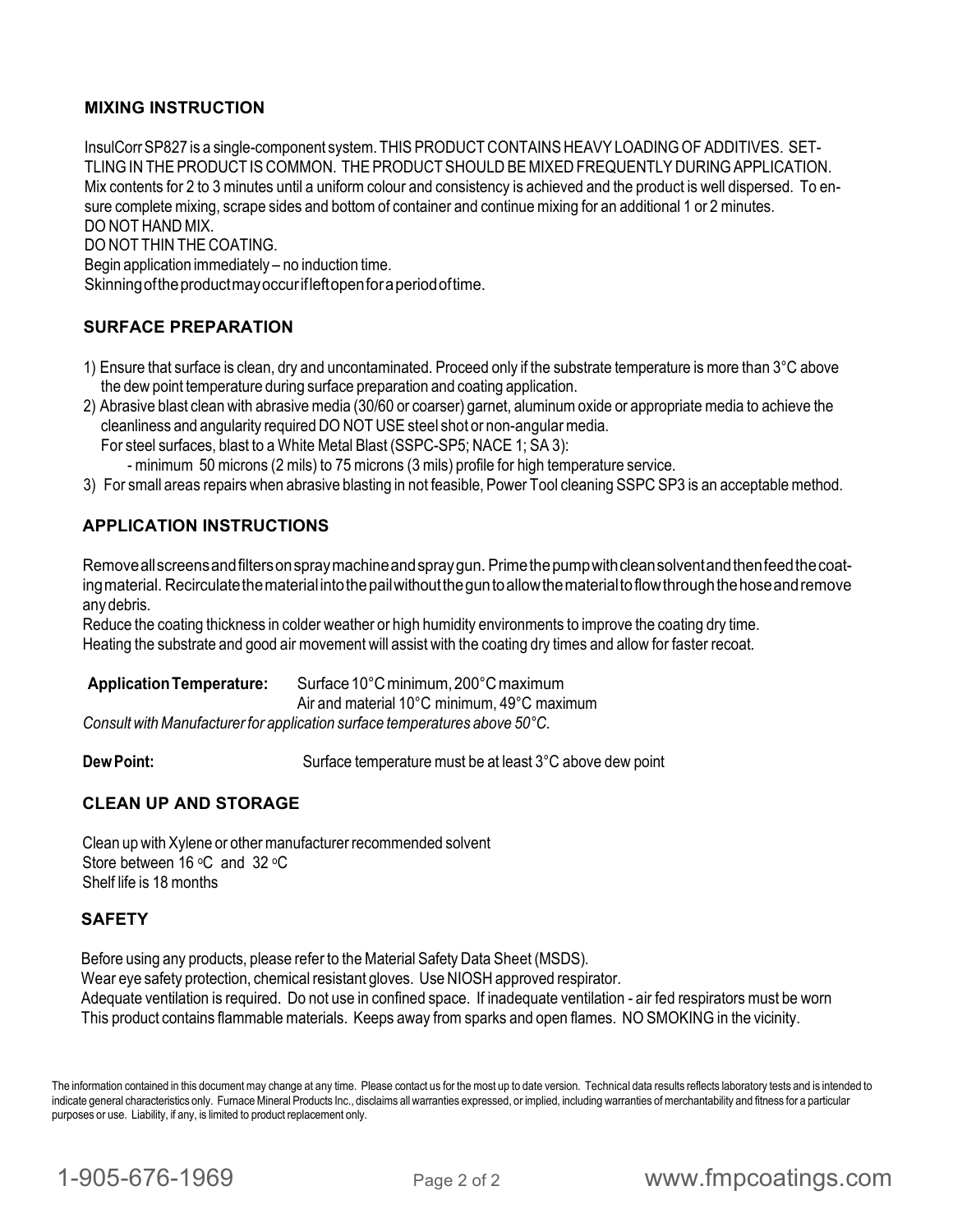## MIXING INSTRUCTION

InsulCorr SP827 is a single-component system. THIS PRODUCT CONTAINS HEAVY LOADING OF ADDITIVES. SETTLING IN THE PRODUCT IS COMMON. THE PRODUCT SHOULD BE MIXED FREQUENTLY DURING APPLICATION. Mix contents for 2 to 3 minutes until a uniform colour and consistency is achieved and the product is well dispersed. To ensure complete mixing, scrape sides and bottom of container and continue mixing for an additional 1 or 2 minutes.
DO NOT HAND MIX.
DO NOT THIN THE COATING.
Begin application immediately – no induction time.
Skinning of the product may occur if left open for a period of time.

## SURFACE PREPARATION

1) Ensure that surface is clean, dry and uncontaminated. Proceed only if the substrate temperature is more than 3°C above the dew point temperature during surface preparation and coating application.
2) Abrasive blast clean with abrasive media (30/60 or coarser) garnet, aluminum oxide or appropriate media to achieve the cleanliness and angularity required DO NOT USE steel shot or non-angular media.
   For steel surfaces, blast to a White Metal Blast (SSPC-SP5; NACE 1; SA 3):
   - minimum 50 microns (2 mils) to 75 microns (3 mils) profile for high temperature service.
3) For small areas repairs when abrasive blasting in not feasible, Power Tool cleaning SSPC SP3 is an acceptable method.

## APPLICATION INSTRUCTIONS

Remove all screens and filters on spray machine and spray gun. Prime the pump with clean solvent and then feed the coating material. Recirculate the material into the pail without the gun to allow the material to flow through the hose and remove any debris.
Reduce the coating thickness in colder weather or high humidity environments to improve the coating dry time.
Heating the substrate and good air movement will assist with the coating dry times and allow for faster recoat.

**Application Temperature:** Surface 10°C minimum, 200°C maximum
Air and material 10°C minimum, 49°C maximum

*Consult with Manufacturer for application surface temperatures above 50°C.*

**Dew Point:** Surface temperature must be at least 3°C above dew point

## CLEAN UP AND STORAGE

Clean up with Xylene or other manufacturer recommended solvent
Store between 16 °C and 32 °C
Shelf life is 18 months

## SAFETY

Before using any products, please refer to the Material Safety Data Sheet (MSDS).
Wear eye safety protection, chemical resistant gloves. Use NIOSH approved respirator.
Adequate ventilation is required. Do not use in confined space. If inadequate ventilation - air fed respirators must be worn
This product contains flammable materials. Keeps away from sparks and open flames. NO SMOKING in the vicinity.

The information contained in this document may change at any time. Please contact us for the most up to date version. Technical data results reflects laboratory tests and is intended to indicate general characteristics only. Furnace Mineral Products Inc., disclaims all warranties expressed, or implied, including warranties of merchantability and fitness for a particular purposes or use. Liability, if any, is limited to product replacement only.

1-905-676-1969 www.fmpcoatings.com